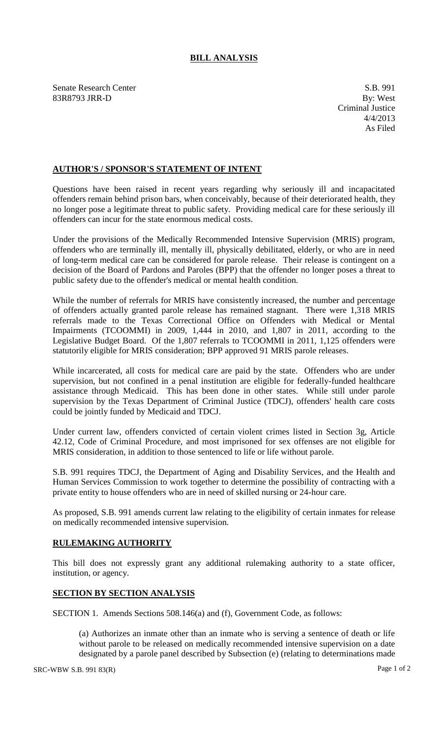# BILL ANALYSIS

Senate Research Center
83R8793 JRR-D

S.B. 991
By: West
Criminal Justice
4/4/2013
As Filed

## AUTHOR'S / SPONSOR'S STATEMENT OF INTENT

Questions have been raised in recent years regarding why seriously ill and incapacitated offenders remain behind prison bars, when conceivably, because of their deteriorated health, they no longer pose a legitimate threat to public safety. Providing medical care for these seriously ill offenders can incur for the state enormous medical costs.

Under the provisions of the Medically Recommended Intensive Supervision (MRIS) program, offenders who are terminally ill, mentally ill, physically debilitated, elderly, or who are in need of long-term medical care can be considered for parole release. Their release is contingent on a decision of the Board of Pardons and Paroles (BPP) that the offender no longer poses a threat to public safety due to the offender's medical or mental health condition.

While the number of referrals for MRIS have consistently increased, the number and percentage of offenders actually granted parole release has remained stagnant. There were 1,318 MRIS referrals made to the Texas Correctional Office on Offenders with Medical or Mental Impairments (TCOOMMI) in 2009, 1,444 in 2010, and 1,807 in 2011, according to the Legislative Budget Board. Of the 1,807 referrals to TCOOMMI in 2011, 1,125 offenders were statutorily eligible for MRIS consideration; BPP approved 91 MRIS parole releases.

While incarcerated, all costs for medical care are paid by the state. Offenders who are under supervision, but not confined in a penal institution are eligible for federally-funded healthcare assistance through Medicaid. This has been done in other states. While still under parole supervision by the Texas Department of Criminal Justice (TDCJ), offenders' health care costs could be jointly funded by Medicaid and TDCJ.

Under current law, offenders convicted of certain violent crimes listed in Section 3g, Article 42.12, Code of Criminal Procedure, and most imprisoned for sex offenses are not eligible for MRIS consideration, in addition to those sentenced to life or life without parole.

S.B. 991 requires TDCJ, the Department of Aging and Disability Services, and the Health and Human Services Commission to work together to determine the possibility of contracting with a private entity to house offenders who are in need of skilled nursing or 24-hour care.

As proposed, S.B. 991 amends current law relating to the eligibility of certain inmates for release on medically recommended intensive supervision.

## RULEMAKING AUTHORITY

This bill does not expressly grant any additional rulemaking authority to a state officer, institution, or agency.

## SECTION BY SECTION ANALYSIS

SECTION 1. Amends Sections 508.146(a) and (f), Government Code, as follows:

(a) Authorizes an inmate other than an inmate who is serving a sentence of death or life without parole to be released on medically recommended intensive supervision on a date designated by a parole panel described by Subsection (e) (relating to determinations made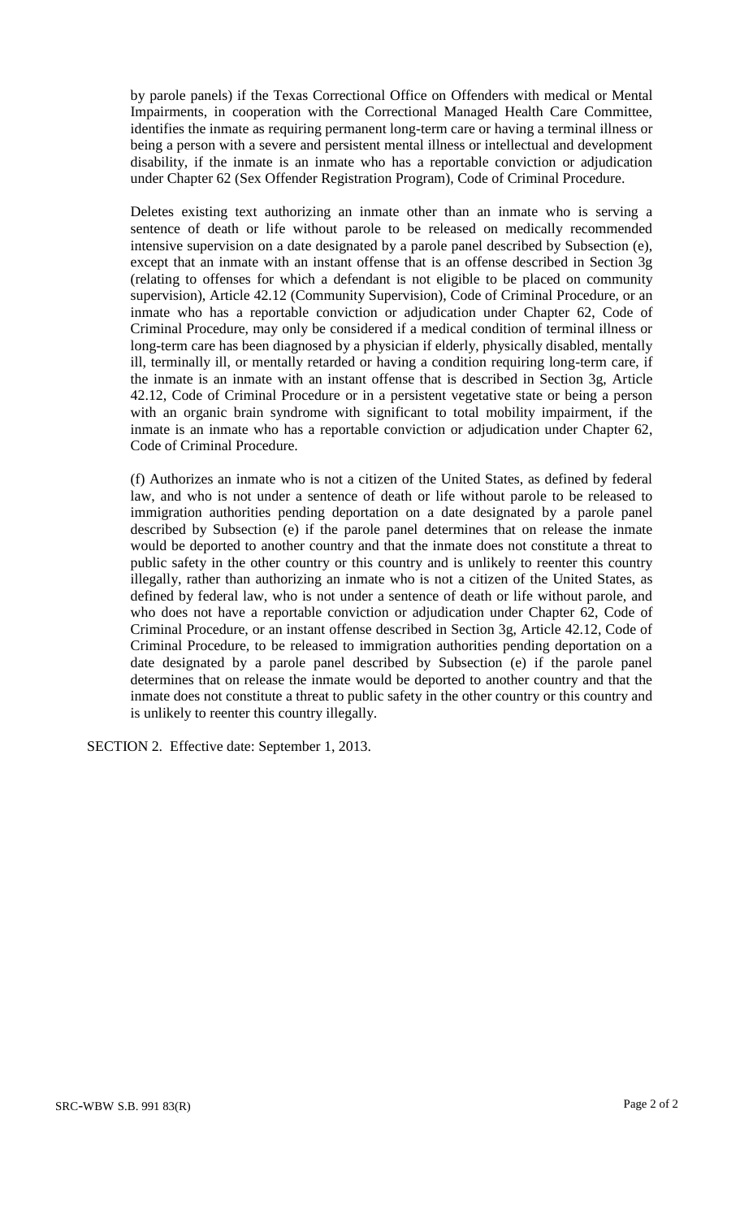by parole panels) if the Texas Correctional Office on Offenders with medical or Mental Impairments, in cooperation with the Correctional Managed Health Care Committee, identifies the inmate as requiring permanent long-term care or having a terminal illness or being a person with a severe and persistent mental illness or intellectual and development disability, if the inmate is an inmate who has a reportable conviction or adjudication under Chapter 62 (Sex Offender Registration Program), Code of Criminal Procedure.

Deletes existing text authorizing an inmate other than an inmate who is serving a sentence of death or life without parole to be released on medically recommended intensive supervision on a date designated by a parole panel described by Subsection (e), except that an inmate with an instant offense that is an offense described in Section 3g (relating to offenses for which a defendant is not eligible to be placed on community supervision), Article 42.12 (Community Supervision), Code of Criminal Procedure, or an inmate who has a reportable conviction or adjudication under Chapter 62, Code of Criminal Procedure, may only be considered if a medical condition of terminal illness or long-term care has been diagnosed by a physician if elderly, physically disabled, mentally ill, terminally ill, or mentally retarded or having a condition requiring long-term care, if the inmate is an inmate with an instant offense that is described in Section 3g, Article 42.12, Code of Criminal Procedure or in a persistent vegetative state or being a person with an organic brain syndrome with significant to total mobility impairment, if the inmate is an inmate who has a reportable conviction or adjudication under Chapter 62, Code of Criminal Procedure.

(f) Authorizes an inmate who is not a citizen of the United States, as defined by federal law, and who is not under a sentence of death or life without parole to be released to immigration authorities pending deportation on a date designated by a parole panel described by Subsection (e) if the parole panel determines that on release the inmate would be deported to another country and that the inmate does not constitute a threat to public safety in the other country or this country and is unlikely to reenter this country illegally, rather than authorizing an inmate who is not a citizen of the United States, as defined by federal law, who is not under a sentence of death or life without parole, and who does not have a reportable conviction or adjudication under Chapter 62, Code of Criminal Procedure, or an instant offense described in Section 3g, Article 42.12, Code of Criminal Procedure, to be released to immigration authorities pending deportation on a date designated by a parole panel described by Subsection (e) if the parole panel determines that on release the inmate would be deported to another country and that the inmate does not constitute a threat to public safety in the other country or this country and is unlikely to reenter this country illegally.

SECTION 2. Effective date: September 1, 2013.

SRC-WBW S.B. 991 83(R)